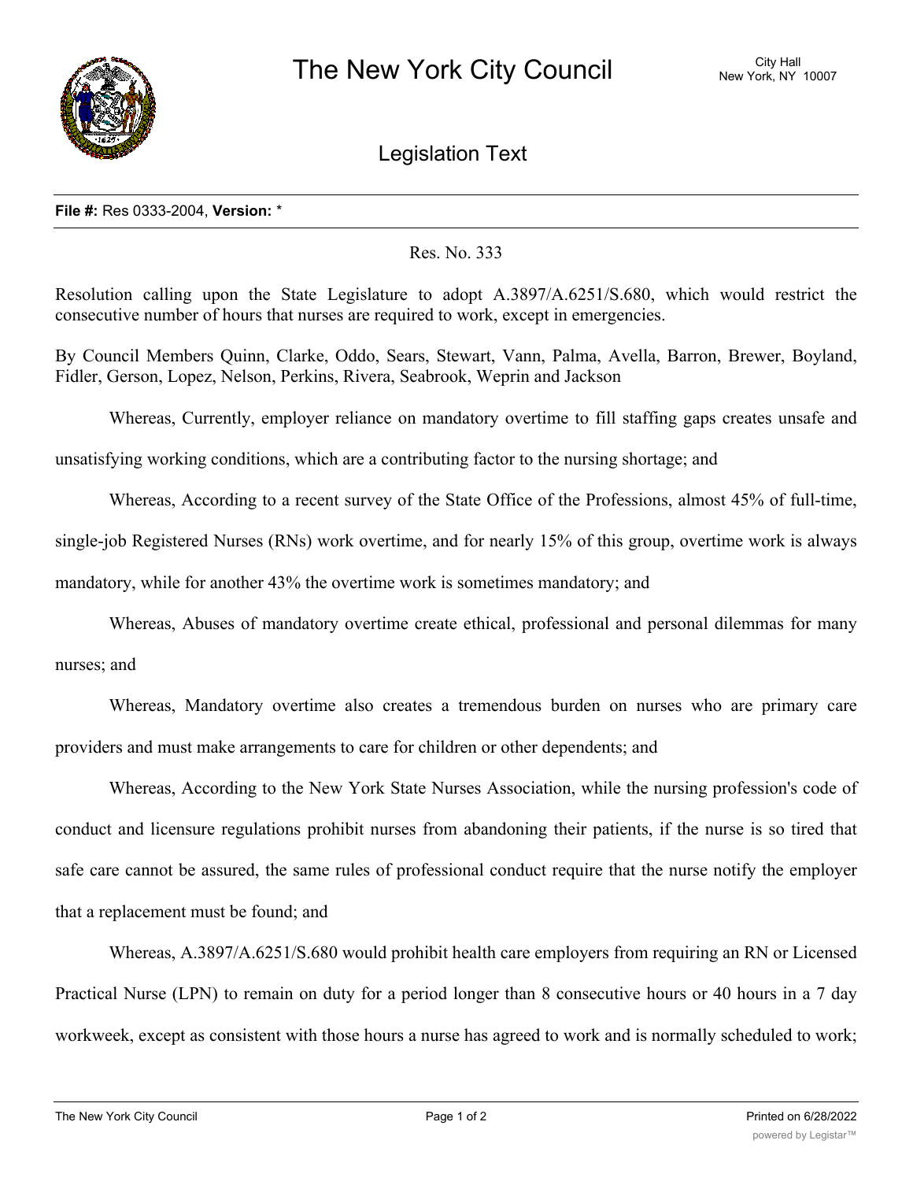# The New York City Council

City Hall
New York, NY 10007

## Legislation Text

**File #:** Res 0333-2004, **Version:** *

Res. No. 333

Resolution calling upon the State Legislature to adopt A.3897/A.6251/S.680, which would restrict the consecutive number of hours that nurses are required to work, except in emergencies.

By Council Members Quinn, Clarke, Oddo, Sears, Stewart, Vann, Palma, Avella, Barron, Brewer, Boyland, Fidler, Gerson, Lopez, Nelson, Perkins, Rivera, Seabrook, Weprin and Jackson

Whereas, Currently, employer reliance on mandatory overtime to fill staffing gaps creates unsafe and unsatisfying working conditions, which are a contributing factor to the nursing shortage; and

Whereas, According to a recent survey of the State Office of the Professions, almost 45% of full-time, single-job Registered Nurses (RNs) work overtime, and for nearly 15% of this group, overtime work is always mandatory, while for another 43% the overtime work is sometimes mandatory; and

Whereas, Abuses of mandatory overtime create ethical, professional and personal dilemmas for many nurses; and

Whereas, Mandatory overtime also creates a tremendous burden on nurses who are primary care providers and must make arrangements to care for children or other dependents; and

Whereas, According to the New York State Nurses Association, while the nursing profession's code of conduct and licensure regulations prohibit nurses from abandoning their patients, if the nurse is so tired that safe care cannot be assured, the same rules of professional conduct require that the nurse notify the employer that a replacement must be found; and

Whereas, A.3897/A.6251/S.680 would prohibit health care employers from requiring an RN or Licensed Practical Nurse (LPN) to remain on duty for a period longer than 8 consecutive hours or 40 hours in a 7 day workweek, except as consistent with those hours a nurse has agreed to work and is normally scheduled to work;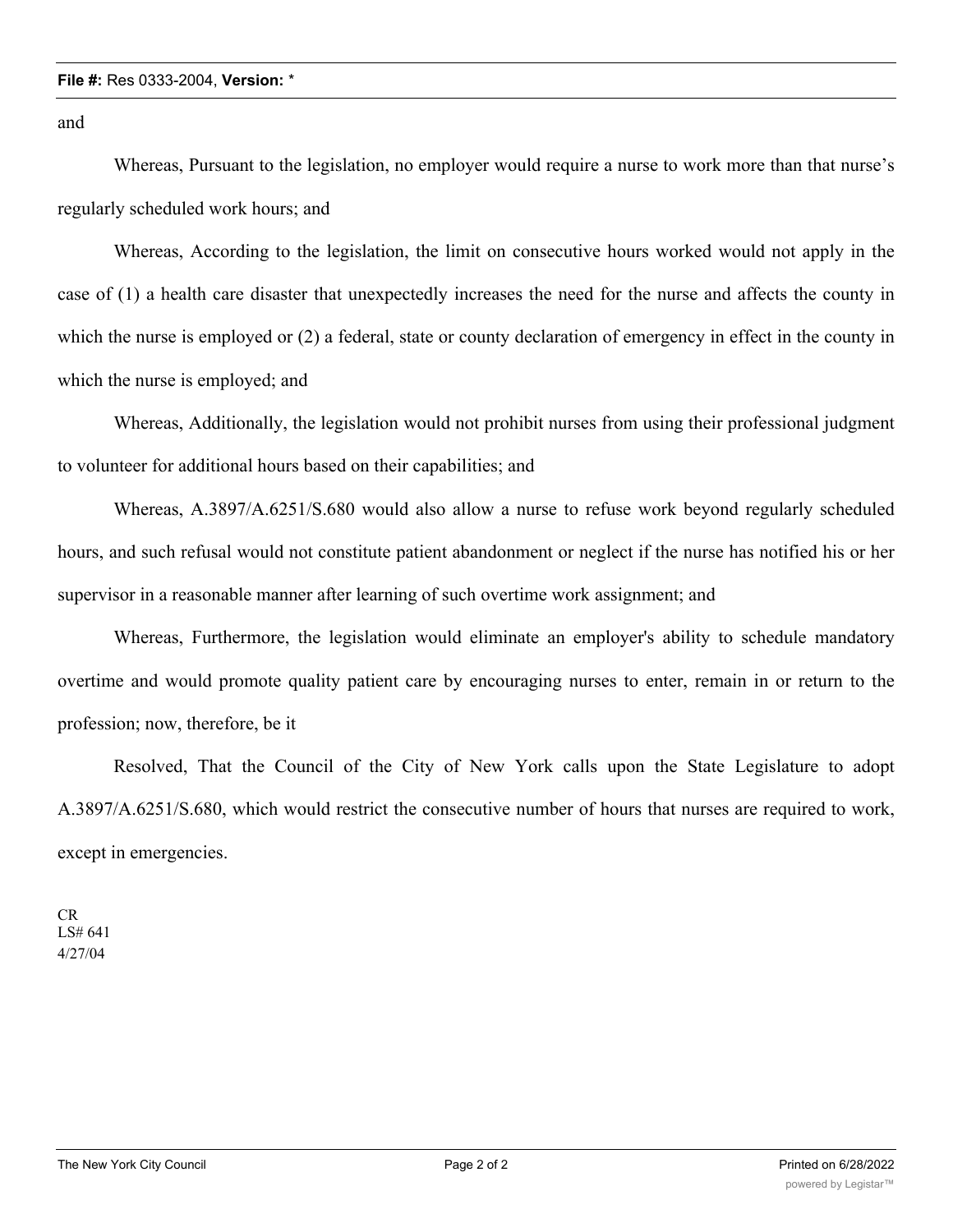and

Whereas, Pursuant to the legislation, no employer would require a nurse to work more than that nurse's regularly scheduled work hours; and

Whereas, According to the legislation, the limit on consecutive hours worked would not apply in the case of (1) a health care disaster that unexpectedly increases the need for the nurse and affects the county in which the nurse is employed or (2) a federal, state or county declaration of emergency in effect in the county in which the nurse is employed; and

Whereas, Additionally, the legislation would not prohibit nurses from using their professional judgment to volunteer for additional hours based on their capabilities; and

Whereas, A.3897/A.6251/S.680 would also allow a nurse to refuse work beyond regularly scheduled hours, and such refusal would not constitute patient abandonment or neglect if the nurse has notified his or her supervisor in a reasonable manner after learning of such overtime work assignment; and

Whereas, Furthermore, the legislation would eliminate an employer's ability to schedule mandatory overtime and would promote quality patient care by encouraging nurses to enter, remain in or return to the profession; now, therefore, be it

Resolved, That the Council of the City of New York calls upon the State Legislature to adopt A.3897/A.6251/S.680, which would restrict the consecutive number of hours that nurses are required to work, except in emergencies.

CR
LS# 641
4/27/04